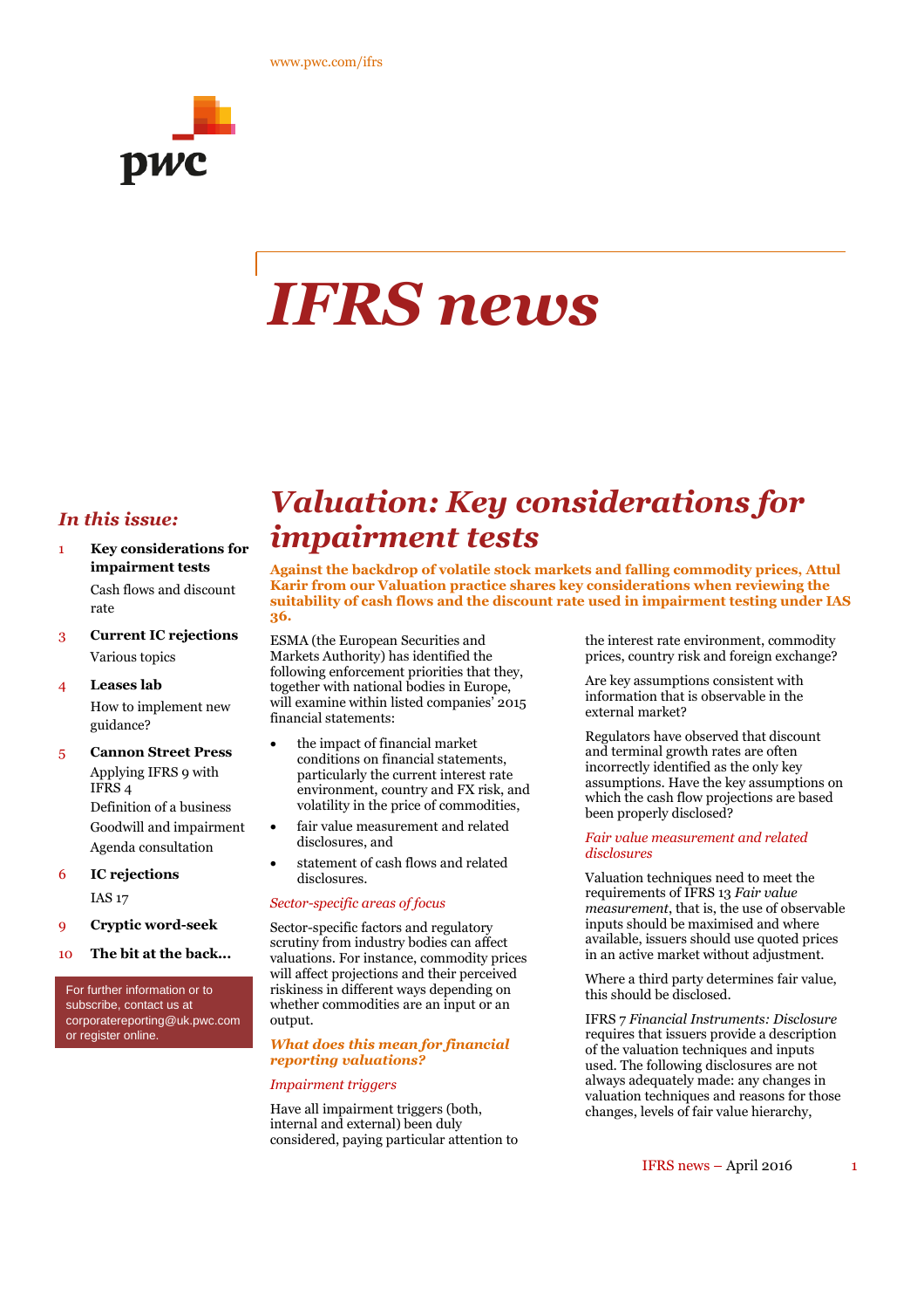www.pwc.com/ifrs

# *IFRS news*

## *In this issue:*

1 **Key considerations for impairment tests**
Cash flows and discount rate

3 **Current IC rejections**
Various topics

4 **Leases lab**
How to implement new guidance?

5 **Cannon Street Press**
Applying IFRS 9 with IFRS 4
Definition of a business
Goodwill and impairment
Agenda consultation

6 **IC rejections**
IAS 17

9 **Cryptic word-seek**

10 **The bit at the back...**

For further information or to subscribe, contact us at corporatereporting@uk.pwc.com or register online.

# *Valuation: Key considerations for impairment tests*

**Against the backdrop of volatile stock markets and falling commodity prices, Attul Karir from our Valuation practice shares key considerations when reviewing the suitability of cash flows and the discount rate used in impairment testing under IAS 36.**

ESMA (the European Securities and Markets Authority) has identified the following enforcement priorities that they, together with national bodies in Europe, will examine within listed companies' 2015 financial statements:

- the impact of financial market conditions on financial statements, particularly the current interest rate environment, country and FX risk, and volatility in the price of commodities,
- fair value measurement and related disclosures, and
- statement of cash flows and related disclosures.

*Sector-specific areas of focus*

Sector-specific factors and regulatory scrutiny from industry bodies can affect valuations. For instance, commodity prices will affect projections and their perceived riskiness in different ways depending on whether commodities are an input or an output.

### *What does this mean for financial reporting valuations?*

*Impairment triggers*

Have all impairment triggers (both, internal and external) been duly considered, paying particular attention to the interest rate environment, commodity prices, country risk and foreign exchange?

Are key assumptions consistent with information that is observable in the external market?

Regulators have observed that discount and terminal growth rates are often incorrectly identified as the only key assumptions. Have the key assumptions on which the cash flow projections are based been properly disclosed?

*Fair value measurement and related disclosures*

Valuation techniques need to meet the requirements of IFRS 13 *Fair value measurement*, that is, the use of observable inputs should be maximised and where available, issuers should use quoted prices in an active market without adjustment.

Where a third party determines fair value, this should be disclosed.

IFRS 7 *Financial Instruments: Disclosure* requires that issuers provide a description of the valuation techniques and inputs used. The following disclosures are not always adequately made: any changes in valuation techniques and reasons for those changes, levels of fair value hierarchy,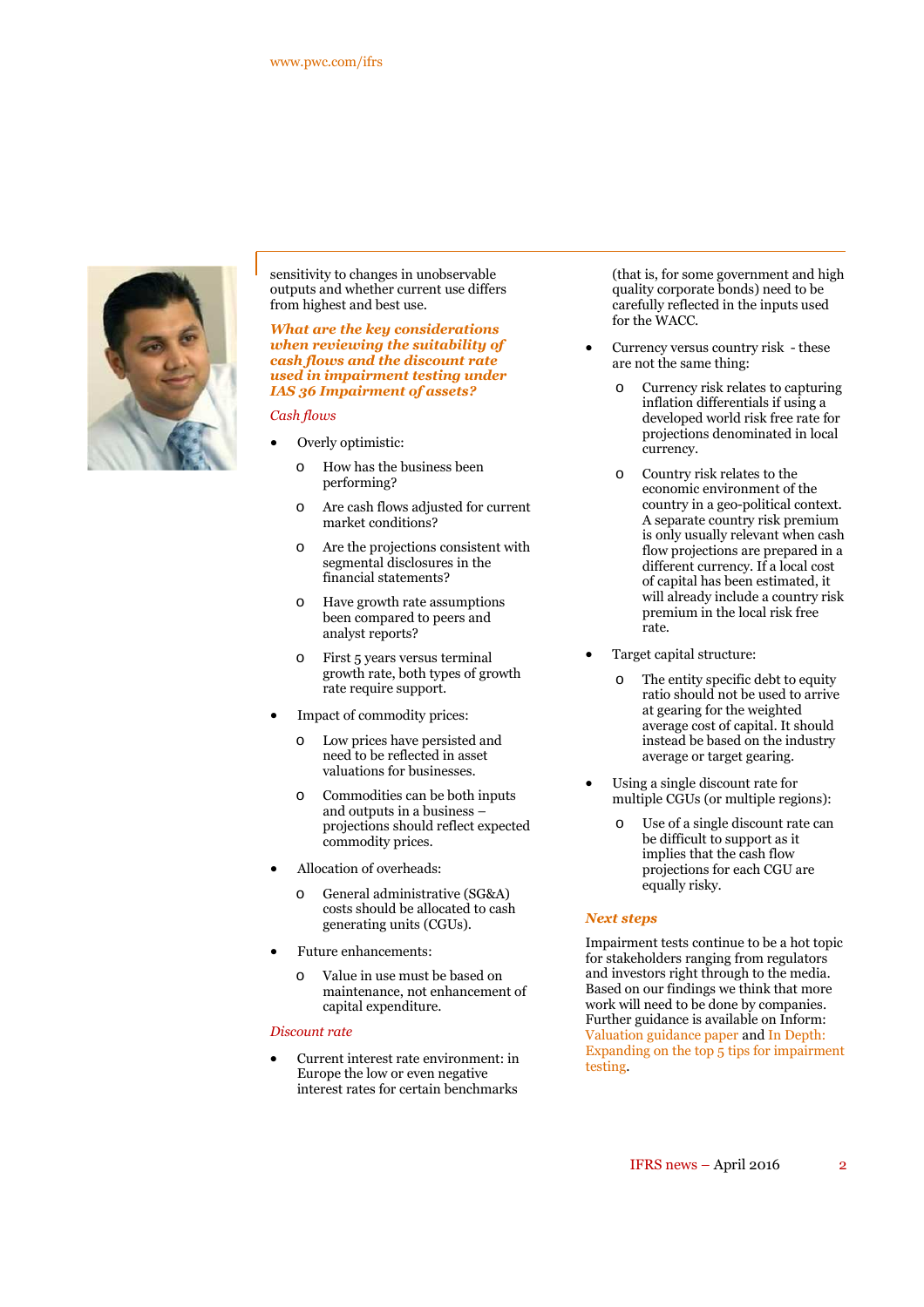sensitivity to changes in unobservable outputs and whether current use differs from highest and best use.

### *What are the key considerations when reviewing the suitability of cash flows and the discount rate used in impairment testing under IAS 36 Impairment of assets?*

*Cash flows*

- Overly optimistic:
  - How has the business been performing?
  - Are cash flows adjusted for current market conditions?
  - Are the projections consistent with segmental disclosures in the financial statements?
  - Have growth rate assumptions been compared to peers and analyst reports?
  - First 5 years versus terminal growth rate, both types of growth rate require support.
- Impact of commodity prices:
  - Low prices have persisted and need to be reflected in asset valuations for businesses.
  - Commodities can be both inputs and outputs in a business – projections should reflect expected commodity prices.
- Allocation of overheads:
  - General administrative (SG&A) costs should be allocated to cash generating units (CGUs).
- Future enhancements:
  - Value in use must be based on maintenance, not enhancement of capital expenditure.

*Discount rate*

- Current interest rate environment: in Europe the low or even negative interest rates for certain benchmarks (that is, for some government and high quality corporate bonds) need to be carefully reflected in the inputs used for the WACC.
- Currency versus country risk - these are not the same thing:
  - Currency risk relates to capturing inflation differentials if using a developed world risk free rate for projections denominated in local currency.
  - Country risk relates to the economic environment of the country in a geo-political context. A separate country risk premium is only usually relevant when cash flow projections are prepared in a different currency. If a local cost of capital has been estimated, it will already include a country risk premium in the local risk free rate.
- Target capital structure:
  - The entity specific debt to equity ratio should not be used to arrive at gearing for the weighted average cost of capital. It should instead be based on the industry average or target gearing.
- Using a single discount rate for multiple CGUs (or multiple regions):
  - Use of a single discount rate can be difficult to support as it implies that the cash flow projections for each CGU are equally risky.

### *Next steps*

Impairment tests continue to be a hot topic for stakeholders ranging from regulators and investors right through to the media. Based on our findings we think that more work will need to be done by companies. Further guidance is available on Inform: Valuation guidance paper and In Depth: Expanding on the top 5 tips for impairment testing.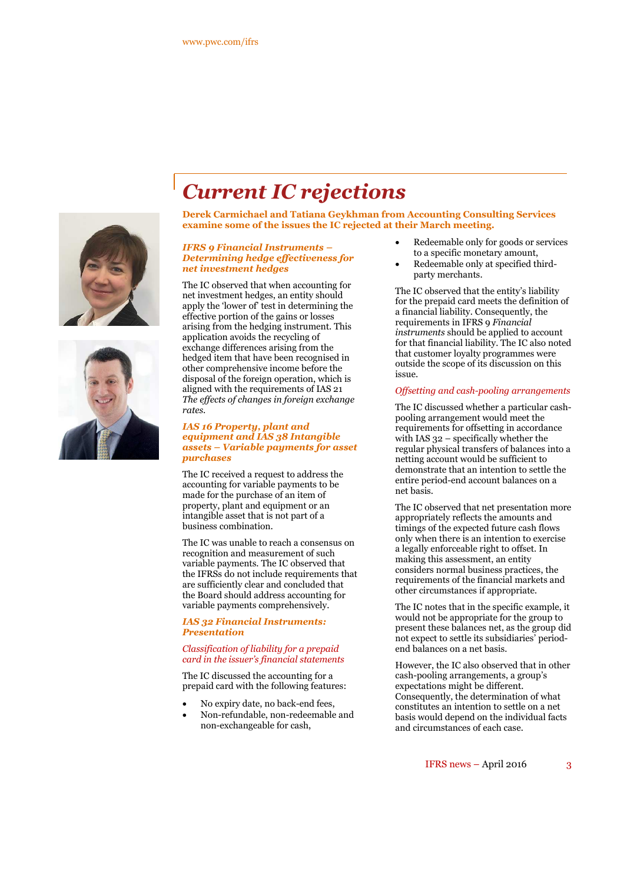# Current IC rejections

**Derek Carmichael and Tatiana Geykhman from Accounting Consulting Services examine some of the issues the IC rejected at their March meeting.**

### *IFRS 9 Financial Instruments – Determining hedge effectiveness for net investment hedges*

The IC observed that when accounting for net investment hedges, an entity should apply the 'lower of' test in determining the effective portion of the gains or losses arising from the hedging instrument. This application avoids the recycling of exchange differences arising from the hedged item that have been recognised in other comprehensive income before the disposal of the foreign operation, which is aligned with the requirements of IAS 21 *The effects of changes in foreign exchange rates.*

### *IAS 16 Property, plant and equipment and IAS 38 Intangible assets – Variable payments for asset purchases*

The IC received a request to address the accounting for variable payments to be made for the purchase of an item of property, plant and equipment or an intangible asset that is not part of a business combination.

The IC was unable to reach a consensus on recognition and measurement of such variable payments. The IC observed that the IFRSs do not include requirements that are sufficiently clear and concluded that the Board should address accounting for variable payments comprehensively.

### *IAS 32 Financial Instruments: Presentation*

#### *Classification of liability for a prepaid card in the issuer's financial statements*

The IC discussed the accounting for a prepaid card with the following features:

- No expiry date, no back-end fees,
- Non-refundable, non-redeemable and non-exchangeable for cash,
- Redeemable only for goods or services to a specific monetary amount,
- Redeemable only at specified third-party merchants.

The IC observed that the entity's liability for the prepaid card meets the definition of a financial liability. Consequently, the requirements in IFRS 9 *Financial instruments* should be applied to account for that financial liability. The IC also noted that customer loyalty programmes were outside the scope of its discussion on this issue.

#### *Offsetting and cash-pooling arrangements*

The IC discussed whether a particular cash-pooling arrangement would meet the requirements for offsetting in accordance with IAS 32 – specifically whether the regular physical transfers of balances into a netting account would be sufficient to demonstrate that an intention to settle the entire period-end account balances on a net basis.

The IC observed that net presentation more appropriately reflects the amounts and timings of the expected future cash flows only when there is an intention to exercise a legally enforceable right to offset. In making this assessment, an entity considers normal business practices, the requirements of the financial markets and other circumstances if appropriate.

The IC notes that in the specific example, it would not be appropriate for the group to present these balances net, as the group did not expect to settle its subsidiaries' period-end balances on a net basis.

However, the IC also observed that in other cash-pooling arrangements, a group's expectations might be different. Consequently, the determination of what constitutes an intention to settle on a net basis would depend on the individual facts and circumstances of each case.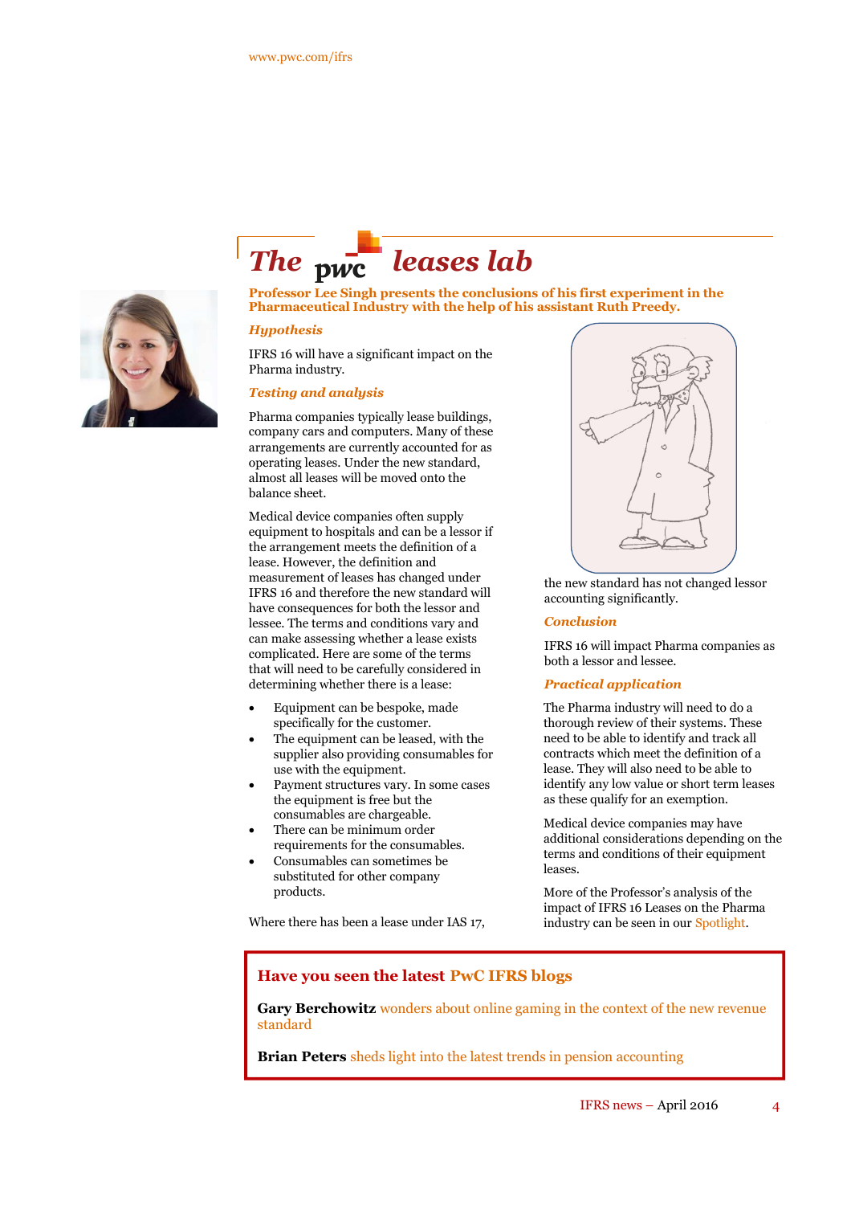# The pwc leases lab

**Professor Lee Singh presents the conclusions of his first experiment in the Pharmaceutical Industry with the help of his assistant Ruth Preedy.**

### *Hypothesis*

IFRS 16 will have a significant impact on the Pharma industry.

### *Testing and analysis*

Pharma companies typically lease buildings, company cars and computers. Many of these arrangements are currently accounted for as operating leases. Under the new standard, almost all leases will be moved onto the balance sheet.

Medical device companies often supply equipment to hospitals and can be a lessor if the arrangement meets the definition of a lease. However, the definition and measurement of leases has changed under IFRS 16 and therefore the new standard will have consequences for both the lessor and lessee. The terms and conditions vary and can make assessing whether a lease exists complicated. Here are some of the terms that will need to be carefully considered in determining whether there is a lease:

- Equipment can be bespoke, made specifically for the customer.
- The equipment can be leased, with the supplier also providing consumables for use with the equipment.
- Payment structures vary. In some cases the equipment is free but the consumables are chargeable.
- There can be minimum order requirements for the consumables.
- Consumables can sometimes be substituted for other company products.

Where there has been a lease under IAS 17, the new standard has not changed lessor accounting significantly.

### *Conclusion*

IFRS 16 will impact Pharma companies as both a lessor and lessee.

### *Practical application*

The Pharma industry will need to do a thorough review of their systems. These need to be able to identify and track all contracts which meet the definition of a lease. They will also need to be able to identify any low value or short term leases as these qualify for an exemption.

Medical device companies may have additional considerations depending on the terms and conditions of their equipment leases.

More of the Professor's analysis of the impact of IFRS 16 Leases on the Pharma industry can be seen in our Spotlight.

---

## Have you seen the latest PwC IFRS blogs

**Gary Berchowitz** wonders about online gaming in the context of the new revenue standard

**Brian Peters** sheds light into the latest trends in pension accounting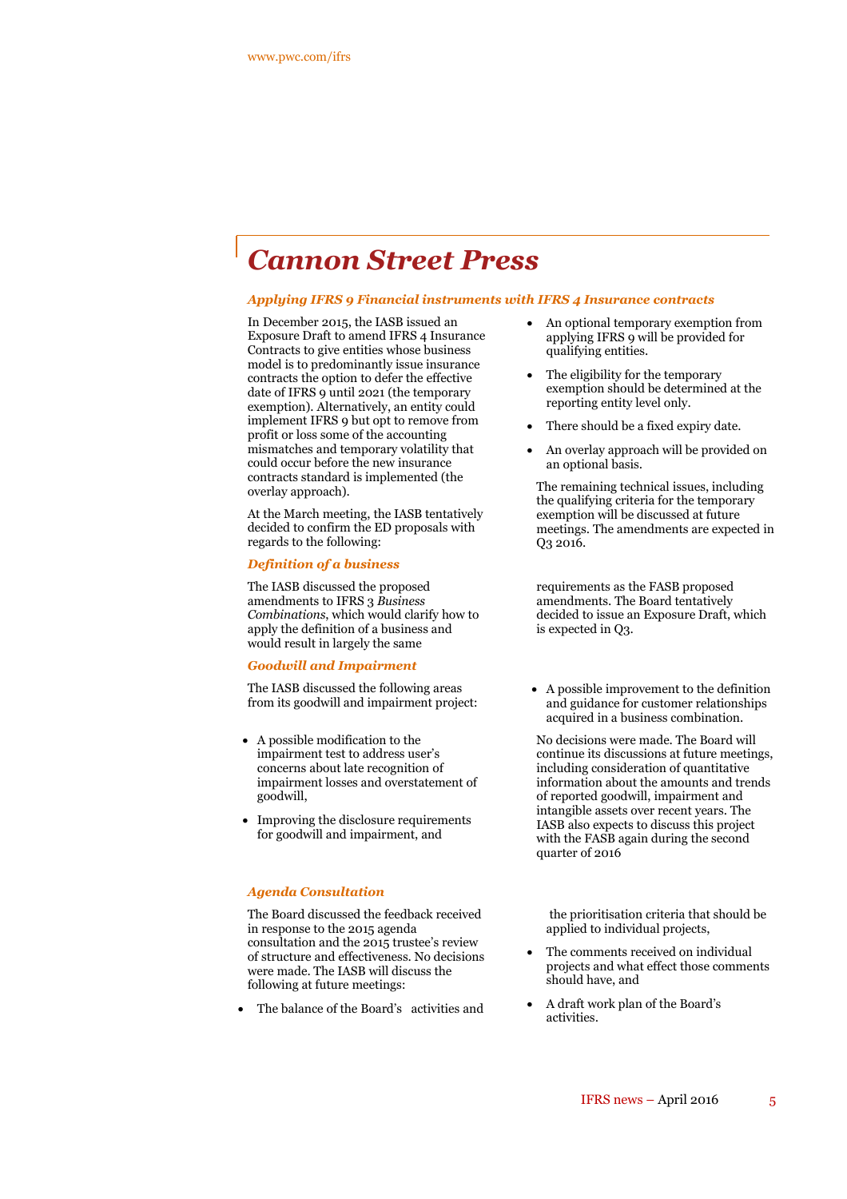# Cannon Street Press

### Applying IFRS 9 Financial instruments with IFRS 4 Insurance contracts

In December 2015, the IASB issued an Exposure Draft to amend IFRS 4 Insurance Contracts to give entities whose business model is to predominantly issue insurance contracts the option to defer the effective date of IFRS 9 until 2021 (the temporary exemption). Alternatively, an entity could implement IFRS 9 but opt to remove from profit or loss some of the accounting mismatches and temporary volatility that could occur before the new insurance contracts standard is implemented (the overlay approach).

At the March meeting, the IASB tentatively decided to confirm the ED proposals with regards to the following:

- An optional temporary exemption from applying IFRS 9 will be provided for qualifying entities.
- The eligibility for the temporary exemption should be determined at the reporting entity level only.
- There should be a fixed expiry date.
- An overlay approach will be provided on an optional basis.

The remaining technical issues, including the qualifying criteria for the temporary exemption will be discussed at future meetings. The amendments are expected in Q3 2016.

### Definition of a business

The IASB discussed the proposed amendments to IFRS 3 *Business Combinations*, which would clarify how to apply the definition of a business and would result in largely the same requirements as the FASB proposed amendments. The Board tentatively decided to issue an Exposure Draft, which is expected in Q3.

### Goodwill and Impairment

The IASB discussed the following areas from its goodwill and impairment project:

- A possible modification to the impairment test to address user's concerns about late recognition of impairment losses and overstatement of goodwill,
- Improving the disclosure requirements for goodwill and impairment, and
- A possible improvement to the definition and guidance for customer relationships acquired in a business combination.

No decisions were made. The Board will continue its discussions at future meetings, including consideration of quantitative information about the amounts and trends of reported goodwill, impairment and intangible assets over recent years. The IASB also expects to discuss this project with the FASB again during the second quarter of 2016

### Agenda Consultation

The Board discussed the feedback received in response to the 2015 agenda consultation and the 2015 trustee's review of structure and effectiveness. No decisions were made. The IASB will discuss the following at future meetings:

- The balance of the Board's activities and the prioritisation criteria that should be applied to individual projects,
- The comments received on individual projects and what effect those comments should have, and
- A draft work plan of the Board's activities.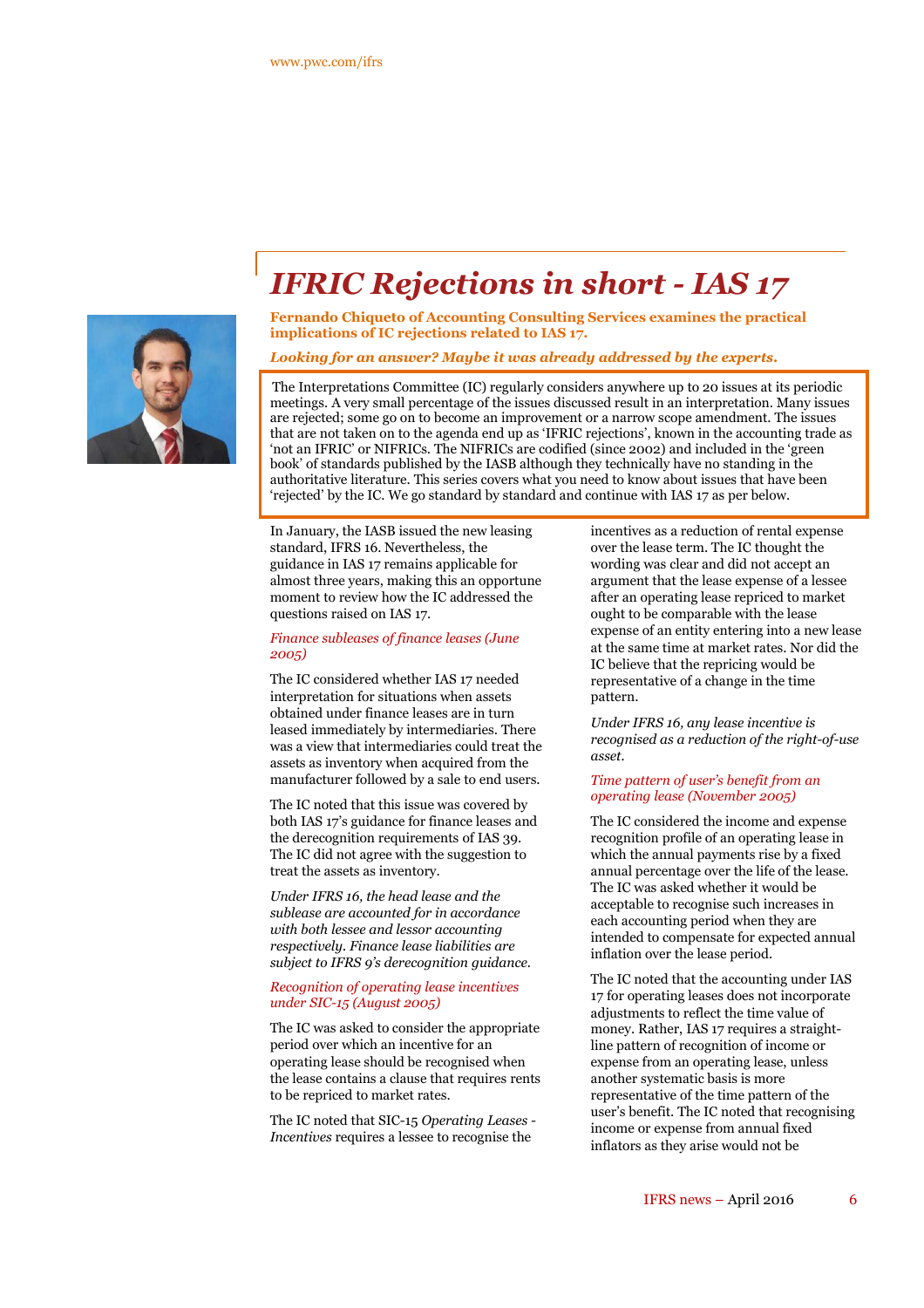# IFRIC Rejections in short - IAS 17

**Fernando Chiqueto of Accounting Consulting Services examines the practical implications of IC rejections related to IAS 17.**

***Looking for an answer? Maybe it was already addressed by the experts.***

The Interpretations Committee (IC) regularly considers anywhere up to 20 issues at its periodic meetings. A very small percentage of the issues discussed result in an interpretation. Many issues are rejected; some go on to become an improvement or a narrow scope amendment. The issues that are not taken on to the agenda end up as 'IFRIC rejections', known in the accounting trade as 'not an IFRIC' or NIFRICs. The NIFRICs are codified (since 2002) and included in the 'green book' of standards published by the IASB although they technically have no standing in the authoritative literature. This series covers what you need to know about issues that have been 'rejected' by the IC. We go standard by standard and continue with IAS 17 as per below.

In January, the IASB issued the new leasing standard, IFRS 16. Nevertheless, the guidance in IAS 17 remains applicable for almost three years, making this an opportune moment to review how the IC addressed the questions raised on IAS 17.

*Finance subleases of finance leases (June 2005)*

The IC considered whether IAS 17 needed interpretation for situations when assets obtained under finance leases are in turn leased immediately by intermediaries. There was a view that intermediaries could treat the assets as inventory when acquired from the manufacturer followed by a sale to end users.

The IC noted that this issue was covered by both IAS 17's guidance for finance leases and the derecognition requirements of IAS 39. The IC did not agree with the suggestion to treat the assets as inventory.

*Under IFRS 16, the head lease and the sublease are accounted for in accordance with both lessee and lessor accounting respectively. Finance lease liabilities are subject to IFRS 9's derecognition guidance.*

*Recognition of operating lease incentives under SIC-15 (August 2005)*

The IC was asked to consider the appropriate period over which an incentive for an operating lease should be recognised when the lease contains a clause that requires rents to be repriced to market rates.

The IC noted that SIC-15 *Operating Leases - Incentives* requires a lessee to recognise the incentives as a reduction of rental expense over the lease term. The IC thought the wording was clear and did not accept an argument that the lease expense of a lessee after an operating lease repriced to market ought to be comparable with the lease expense of an entity entering into a new lease at the same time at market rates. Nor did the IC believe that the repricing would be representative of a change in the time pattern.

*Under IFRS 16, any lease incentive is recognised as a reduction of the right-of-use asset.*

*Time pattern of user's benefit from an operating lease (November 2005)*

The IC considered the income and expense recognition profile of an operating lease in which the annual payments rise by a fixed annual percentage over the life of the lease. The IC was asked whether it would be acceptable to recognise such increases in each accounting period when they are intended to compensate for expected annual inflation over the lease period.

The IC noted that the accounting under IAS 17 for operating leases does not incorporate adjustments to reflect the time value of money. Rather, IAS 17 requires a straight-line pattern of recognition of income or expense from an operating lease, unless another systematic basis is more representative of the time pattern of the user's benefit. The IC noted that recognising income or expense from annual fixed inflators as they arise would not be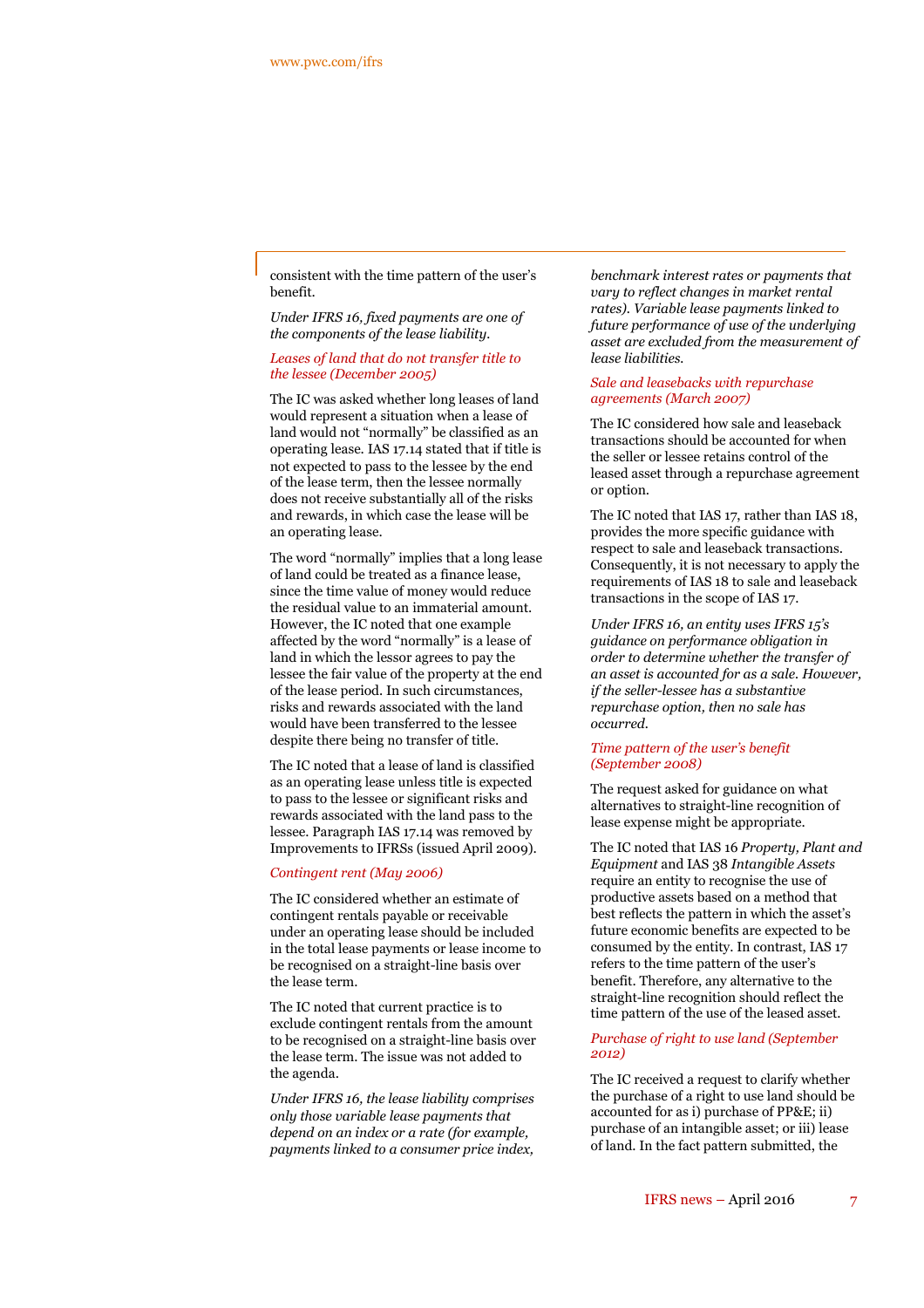consistent with the time pattern of the user's benefit.

*Under IFRS 16, fixed payments are one of the components of the lease liability.*

### Leases of land that do not transfer title to the lessee (December 2005)

The IC was asked whether long leases of land would represent a situation when a lease of land would not "normally" be classified as an operating lease. IAS 17.14 stated that if title is not expected to pass to the lessee by the end of the lease term, then the lessee normally does not receive substantially all of the risks and rewards, in which case the lease will be an operating lease.

The word "normally" implies that a long lease of land could be treated as a finance lease, since the time value of money would reduce the residual value to an immaterial amount. However, the IC noted that one example affected by the word "normally" is a lease of land in which the lessor agrees to pay the lessee the fair value of the property at the end of the lease period. In such circumstances, risks and rewards associated with the land would have been transferred to the lessee despite there being no transfer of title.

The IC noted that a lease of land is classified as an operating lease unless title is expected to pass to the lessee or significant risks and rewards associated with the land pass to the lessee. Paragraph IAS 17.14 was removed by Improvements to IFRSs (issued April 2009).

### Contingent rent (May 2006)

The IC considered whether an estimate of contingent rentals payable or receivable under an operating lease should be included in the total lease payments or lease income to be recognised on a straight-line basis over the lease term.

The IC noted that current practice is to exclude contingent rentals from the amount to be recognised on a straight-line basis over the lease term. The issue was not added to the agenda.

*Under IFRS 16, the lease liability comprises only those variable lease payments that depend on an index or a rate (for example, payments linked to a consumer price index, benchmark interest rates or payments that vary to reflect changes in market rental rates). Variable lease payments linked to future performance of use of the underlying asset are excluded from the measurement of lease liabilities.*

### Sale and leasebacks with repurchase agreements (March 2007)

The IC considered how sale and leaseback transactions should be accounted for when the seller or lessee retains control of the leased asset through a repurchase agreement or option.

The IC noted that IAS 17, rather than IAS 18, provides the more specific guidance with respect to sale and leaseback transactions. Consequently, it is not necessary to apply the requirements of IAS 18 to sale and leaseback transactions in the scope of IAS 17.

*Under IFRS 16, an entity uses IFRS 15's guidance on performance obligation in order to determine whether the transfer of an asset is accounted for as a sale. However, if the seller-lessee has a substantive repurchase option, then no sale has occurred.*

### Time pattern of the user's benefit (September 2008)

The request asked for guidance on what alternatives to straight-line recognition of lease expense might be appropriate.

The IC noted that IAS 16 *Property, Plant and Equipment* and IAS 38 *Intangible Assets* require an entity to recognise the use of productive assets based on a method that best reflects the pattern in which the asset's future economic benefits are expected to be consumed by the entity. In contrast, IAS 17 refers to the time pattern of the user's benefit. Therefore, any alternative to the straight-line recognition should reflect the time pattern of the use of the leased asset.

### Purchase of right to use land (September 2012)

The IC received a request to clarify whether the purchase of a right to use land should be accounted for as i) purchase of PP&E; ii) purchase of an intangible asset; or iii) lease of land. In the fact pattern submitted, the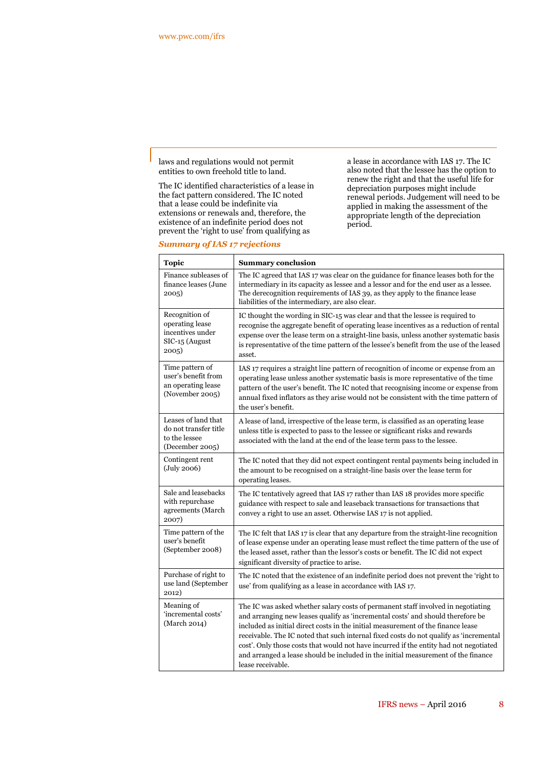laws and regulations would not permit entities to own freehold title to land.

The IC identified characteristics of a lease in the fact pattern considered. The IC noted that a lease could be indefinite via extensions or renewals and, therefore, the existence of an indefinite period does not prevent the 'right to use' from qualifying as a lease in accordance with IAS 17. The IC also noted that the lessee has the option to renew the right and that the useful life for depreciation purposes might include renewal periods. Judgement will need to be applied in making the assessment of the appropriate length of the depreciation period.

***Summary of IAS 17 rejections***

| Topic | Summary conclusion |
|---|---|
| Finance subleases of finance leases (June 2005) | The IC agreed that IAS 17 was clear on the guidance for finance leases both for the intermediary in its capacity as lessee and a lessor and for the end user as a lessee. The derecognition requirements of IAS 39, as they apply to the finance lease liabilities of the intermediary, are also clear. |
| Recognition of operating lease incentives under SIC-15 (August 2005) | IC thought the wording in SIC-15 was clear and that the lessee is required to recognise the aggregate benefit of operating lease incentives as a reduction of rental expense over the lease term on a straight-line basis, unless another systematic basis is representative of the time pattern of the lessee's benefit from the use of the leased asset. |
| Time pattern of user's benefit from an operating lease (November 2005) | IAS 17 requires a straight line pattern of recognition of income or expense from an operating lease unless another systematic basis is more representative of the time pattern of the user's benefit. The IC noted that recognising income or expense from annual fixed inflators as they arise would not be consistent with the time pattern of the user's benefit. |
| Leases of land that do not transfer title to the lessee (December 2005) | A lease of land, irrespective of the lease term, is classified as an operating lease unless title is expected to pass to the lessee or significant risks and rewards associated with the land at the end of the lease term pass to the lessee. |
| Contingent rent (July 2006) | The IC noted that they did not expect contingent rental payments being included in the amount to be recognised on a straight-line basis over the lease term for operating leases. |
| Sale and leasebacks with repurchase agreements (March 2007) | The IC tentatively agreed that IAS 17 rather than IAS 18 provides more specific guidance with respect to sale and leaseback transactions for transactions that convey a right to use an asset. Otherwise IAS 17 is not applied. |
| Time pattern of the user's benefit (September 2008) | The IC felt that IAS 17 is clear that any departure from the straight-line recognition of lease expense under an operating lease must reflect the time pattern of the use of the leased asset, rather than the lessor's costs or benefit. The IC did not expect significant diversity of practice to arise. |
| Purchase of right to use land (September 2012) | The IC noted that the existence of an indefinite period does not prevent the 'right to use' from qualifying as a lease in accordance with IAS 17. |
| Meaning of 'incremental costs' (March 2014) | The IC was asked whether salary costs of permanent staff involved in negotiating and arranging new leases qualify as 'incremental costs' and should therefore be included as initial direct costs in the initial measurement of the finance lease receivable. The IC noted that such internal fixed costs do not qualify as 'incremental cost'. Only those costs that would not have incurred if the entity had not negotiated and arranged a lease should be included in the initial measurement of the finance lease receivable. |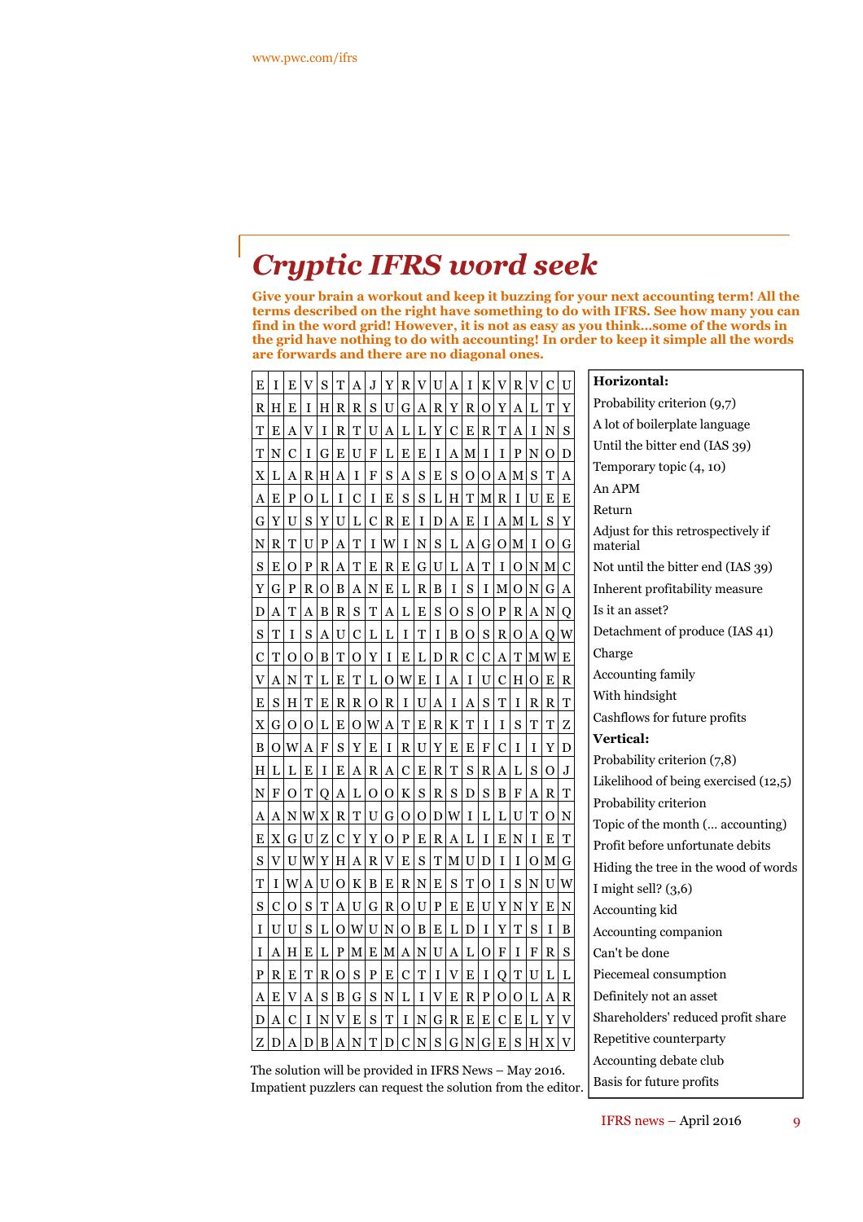# Cryptic IFRS word seek

**Give your brain a workout and keep it buzzing for your next accounting term! All the terms described on the right have something to do with IFRS. See how many you can find in the word grid! However, it is not as easy as you think…some of the words in the grid have nothing to do with accounting! In order to keep it simple all the words are forwards and there are no diagonal ones.**

| | | | | | | | | | | | | | | | | | | | |
|---|---|---|---|---|---|---|---|---|---|---|---|---|---|---|---|---|---|---|---|
| E | I | E | V | S | T | A | J | Y | R | V | U | A | I | K | V | R | V | C | U |
| R | H | E | I | H | R | R | S | U | G | A | R | Y | R | O | Y | A | L | T | Y |
| T | E | A | V | I | R | T | U | A | L | L | Y | C | E | R | T | A | I | N | S |
| T | N | C | I | G | E | U | F | L | E | E | I | A | M | I | I | P | N | O | D |
| X | L | A | R | H | A | I | F | S | A | S | E | S | O | O | A | M | S | T | A |
| A | E | P | O | L | I | C | I | E | S | S | L | H | T | M | R | I | U | E | E |
| G | Y | U | S | Y | U | L | C | R | E | I | D | A | E | I | A | M | L | S | Y |
| N | R | T | U | P | A | T | I | W | I | N | S | L | A | G | O | M | I | O | G |
| S | E | O | P | R | A | T | E | R | E | G | U | L | A | T | I | O | N | M | C |
| Y | G | P | R | O | B | A | N | E | L | R | B | I | S | I | M | O | N | G | A |
| D | A | T | A | B | R | S | T | A | L | E | S | O | S | O | P | R | A | N | Q |
| S | T | I | S | A | U | C | L | L | I | T | I | B | O | S | R | O | A | Q | W |
| C | T | O | O | B | T | O | Y | I | E | L | D | R | C | C | A | T | M | W | E |
| V | A | N | T | L | E | T | L | O | W | E | I | A | I | U | C | H | O | E | R |
| E | S | H | T | E | R | R | O | R | I | U | A | I | A | S | T | I | R | R | T |
| X | G | O | O | L | E | O | W | A | T | E | R | K | T | I | I | S | T | T | Z |
| B | O | W | A | F | S | Y | E | I | R | U | Y | E | E | F | C | I | I | Y | D |
| H | L | L | E | I | E | A | R | A | C | E | R | T | S | R | A | L | S | O | J |
| N | F | O | T | Q | A | L | O | O | K | S | R | S | D | S | B | F | A | R | T |
| A | A | N | W | X | R | T | U | G | O | O | D | W | I | L | L | U | T | O | N |
| E | X | G | U | Z | C | Y | Y | O | P | E | R | A | L | I | E | N | I | E | T |
| S | V | U | W | Y | H | A | R | V | E | S | T | M | U | D | I | I | O | M | G |
| T | I | W | A | U | O | K | B | E | R | N | E | S | T | O | I | S | N | U | W |
| S | C | O | S | T | A | U | G | R | O | U | P | E | E | U | Y | N | Y | E | N |
| I | U | U | S | L | O | W | U | N | O | B | E | L | D | I | Y | T | S | I | B |
| I | A | H | E | L | P | M | E | M | A | N | U | A | L | O | F | I | F | R | S |
| P | R | E | T | R | O | S | P | E | C | T | I | V | E | I | Q | T | U | L | L |
| A | E | V | A | S | B | G | S | N | L | I | V | E | R | P | O | O | L | A | R |
| D | A | C | I | N | V | E | S | T | I | N | G | R | E | E | C | E | L | Y | V |
| Z | D | A | D | B | A | N | T | D | C | N | S | G | N | G | E | S | H | X | V |

The solution will be provided in IFRS News – May 2016. Impatient puzzlers can request the solution from the editor.

**Horizontal:**

- Probability criterion (9,7)
- A lot of boilerplate language
- Until the bitter end (IAS 39)
- Temporary topic (4, 10)
- An APM
- Return
- Adjust for this retrospectively if material
- Not until the bitter end (IAS 39)
- Inherent profitability measure
- Is it an asset?
- Detachment of produce (IAS 41)
- Charge
- Accounting family
- With hindsight
- Cashflows for future profits

**Vertical:**

- Probability criterion (7,8)
- Likelihood of being exercised (12,5)
- Probability criterion
- Topic of the month (… accounting)
- Profit before unfortunate debits
- Hiding the tree in the wood of words
- I might sell? (3,6)
- Accounting kid
- Accounting companion
- Can't be done
- Piecemeal consumption
- Definitely not an asset
- Shareholders' reduced profit share
- Repetitive counterparty
- Accounting debate club
- Basis for future profits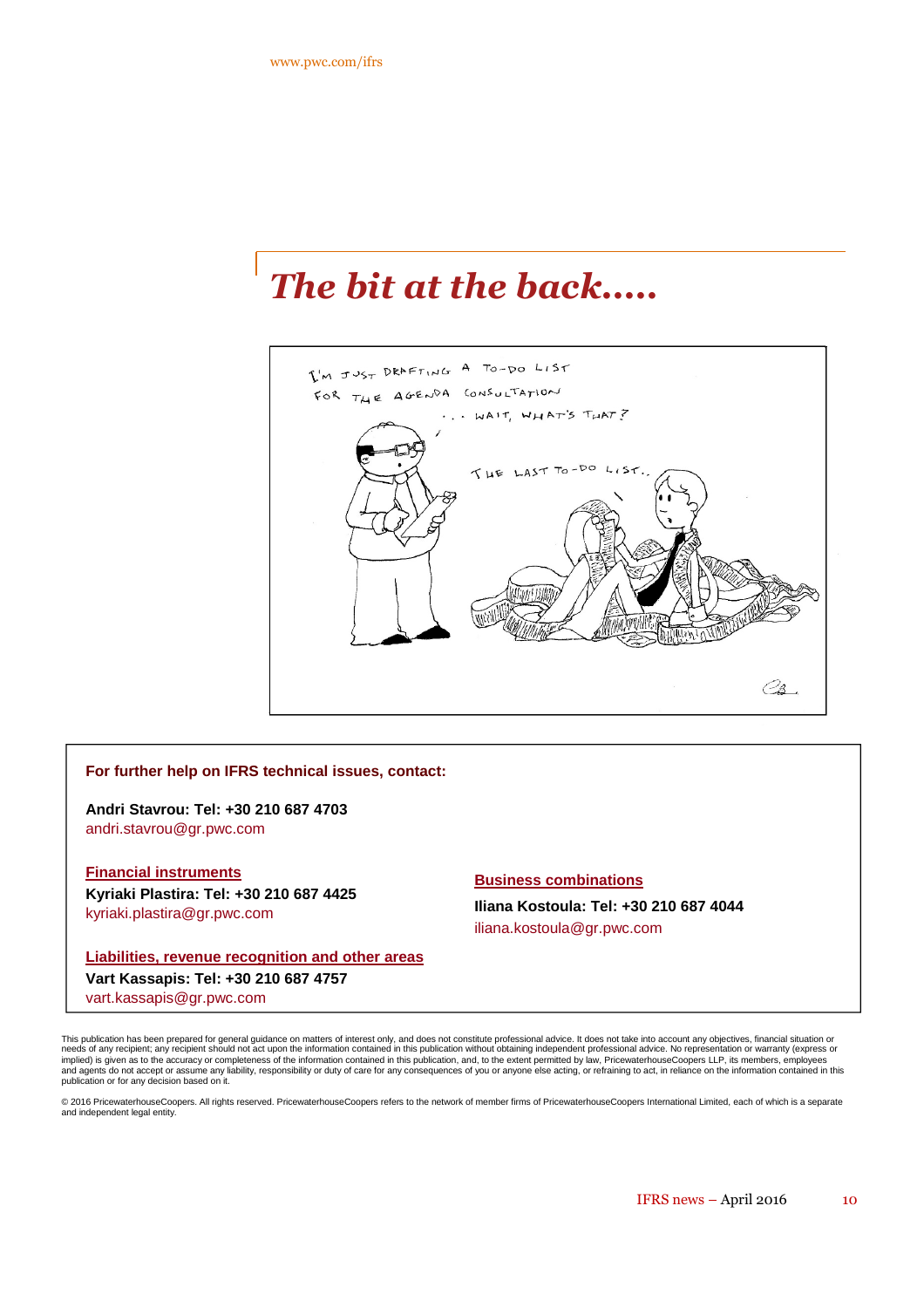# *The bit at the back.....*

**For further help on IFRS technical issues, contact:**

**Andri Stavrou: Tel: +30 210 687 4703**
andri.stavrou@gr.pwc.com

**Financial instruments**
**Kyriaki Plastira: Tel: +30 210 687 4425**
kyriaki.plastira@gr.pwc.com

**Liabilities, revenue recognition and other areas**
**Vart Kassapis: Tel: +30 210 687 4757**
vart.kassapis@gr.pwc.com

**Business combinations**
**Iliana Kostoula: Tel: +30 210 687 4044**
iliana.kostoula@gr.pwc.com

This publication has been prepared for general guidance on matters of interest only, and does not constitute professional advice. It does not take into account any objectives, financial situation or needs of any recipient; any recipient should not act upon the information contained in this publication without obtaining independent professional advice. No representation or warranty (express or implied) is given as to the accuracy or completeness of the information contained in this publication, and, to the extent permitted by law, PricewaterhouseCoopers LLP, its members, employees and agents do not accept or assume any liability, responsibility or duty of care for any consequences of you or anyone else acting, or refraining to act, in reliance on the information contained in this publication or for any decision based on it.

© 2016 PricewaterhouseCoopers. All rights reserved. PricewaterhouseCoopers refers to the network of member firms of PricewaterhouseCoopers International Limited, each of which is a separate and independent legal entity.